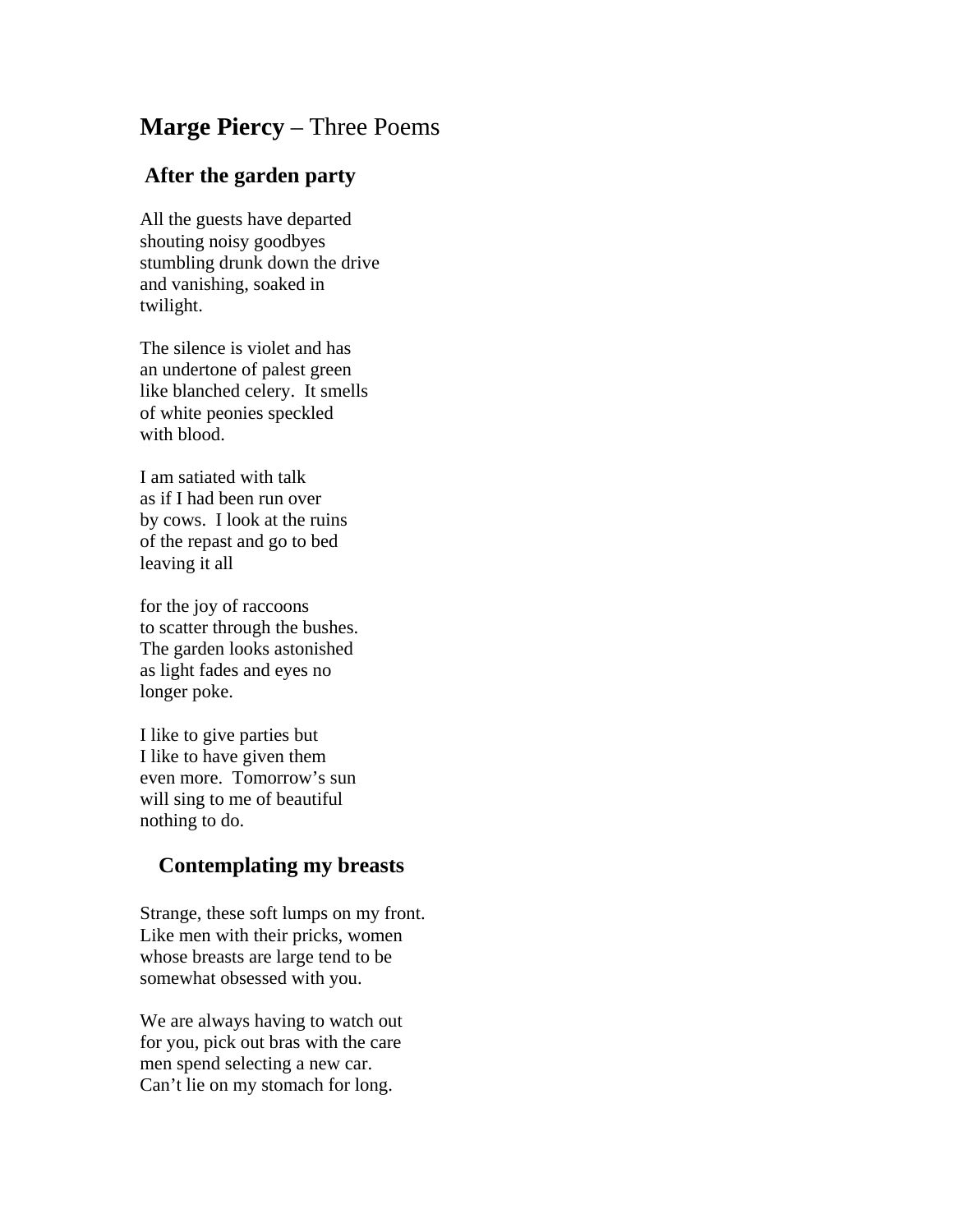# **Marge Piercy** – Three Poems

## After the garden party

All the guests have departed  
shouting noisy goodbyes  
stumbling drunk down the drive  
and vanishing, soaked in  
twilight.

The silence is violet and has  
an undertone of palest green  
like blanched celery.  It smells  
of white peonies speckled  
with blood.

I am satiated with talk  
as if I had been run over  
by cows.  I look at the ruins  
of the repast and go to bed  
leaving it all

for the joy of raccoons  
to scatter through the bushes.  
The garden looks astonished  
as light fades and eyes no  
longer poke.

I like to give parties but  
I like to have given them  
even more.  Tomorrow's sun  
will sing to me of beautiful  
nothing to do.

## Contemplating my breasts

Strange, these soft lumps on my front.  
Like men with their pricks, women  
whose breasts are large tend to be  
somewhat obsessed with you.

We are always having to watch out  
for you, pick out bras with the care  
men spend selecting a new car.  
Can't lie on my stomach for long.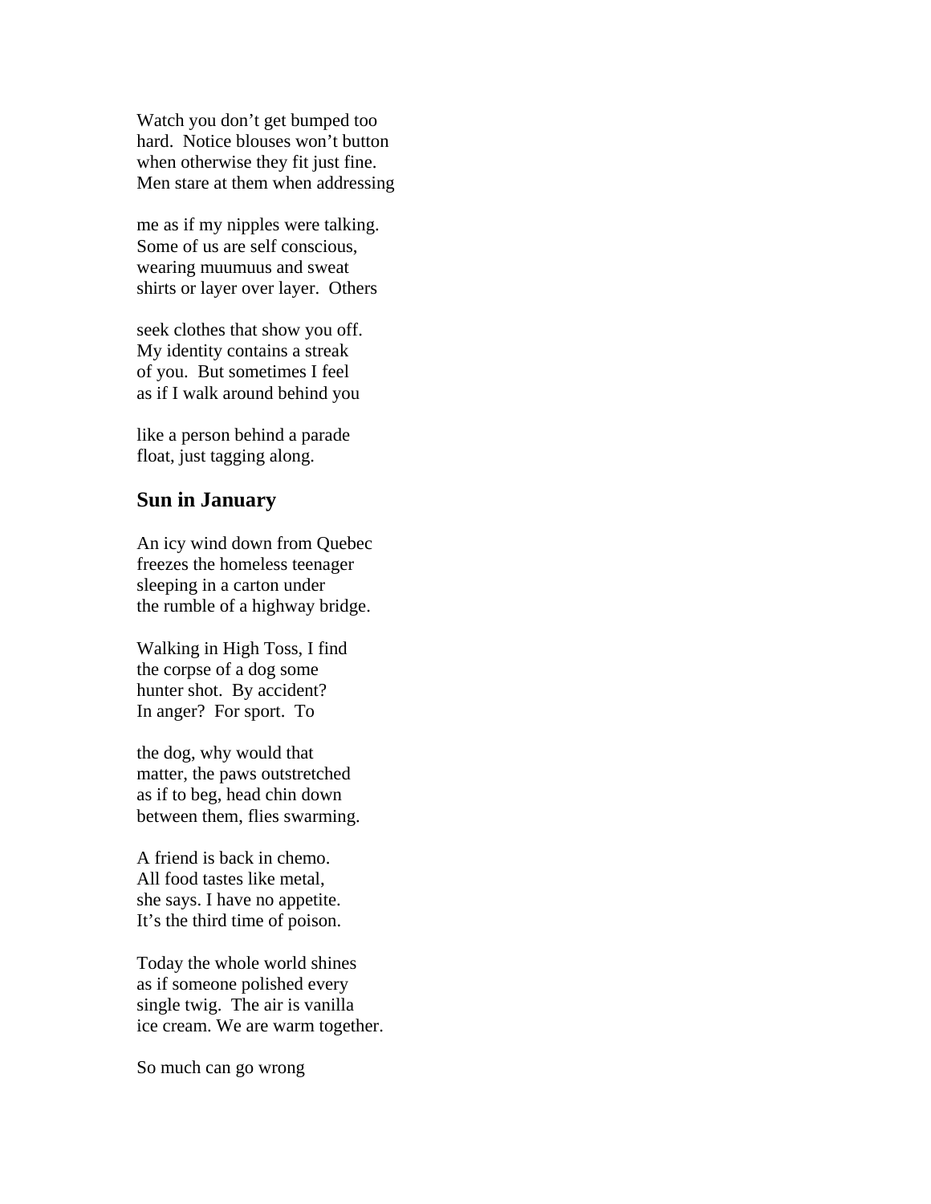Watch you don't get bumped too
hard.  Notice blouses won't button
when otherwise they fit just fine.
Men stare at them when addressing

me as if my nipples were talking.
Some of us are self conscious,
wearing muumuus and sweat
shirts or layer over layer.  Others

seek clothes that show you off.
My identity contains a streak
of you.  But sometimes I feel
as if I walk around behind you

like a person behind a parade
float, just tagging along.

## Sun in January

An icy wind down from Quebec
freezes the homeless teenager
sleeping in a carton under
the rumble of a highway bridge.

Walking in High Toss, I find
the corpse of a dog some
hunter shot.  By accident?
In anger?  For sport.  To

the dog, why would that
matter, the paws outstretched
as if to beg, head chin down
between them, flies swarming.

A friend is back in chemo.
All food tastes like metal,
she says. I have no appetite.
It's the third time of poison.

Today the whole world shines
as if someone polished every
single twig.  The air is vanilla
ice cream. We are warm together.

So much can go wrong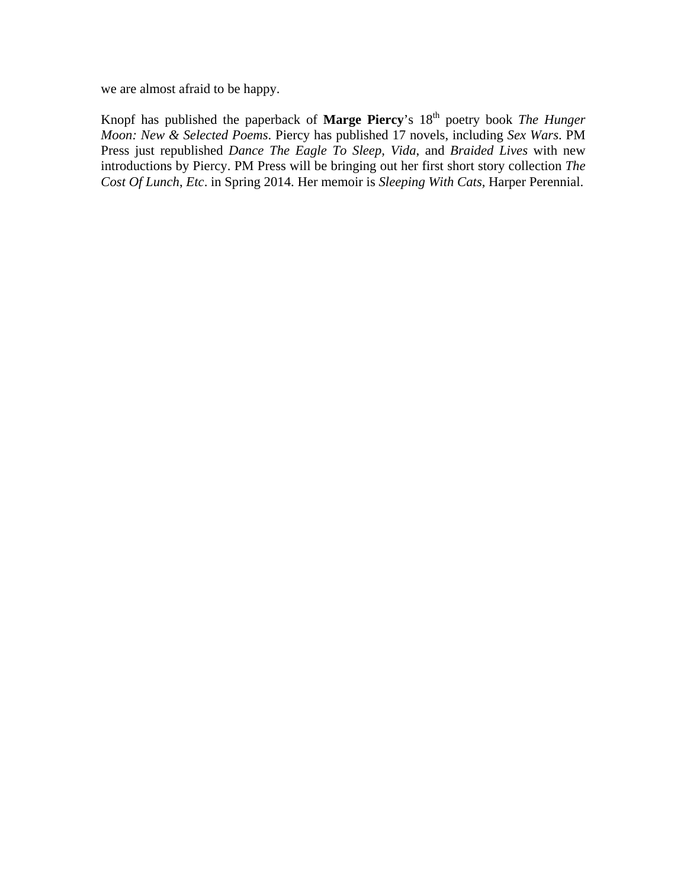we are almost afraid to be happy.

Knopf has published the paperback of **Marge Piercy**'s 18th poetry book *The Hunger Moon: New & Selected Poems*. Piercy has published 17 novels, including *Sex Wars*. PM Press just republished *Dance The Eagle To Sleep, Vida*, and *Braided Lives* with new introductions by Piercy. PM Press will be bringing out her first short story collection *The Cost Of Lunch, Etc*. in Spring 2014. Her memoir is *Sleeping With Cats*, Harper Perennial.